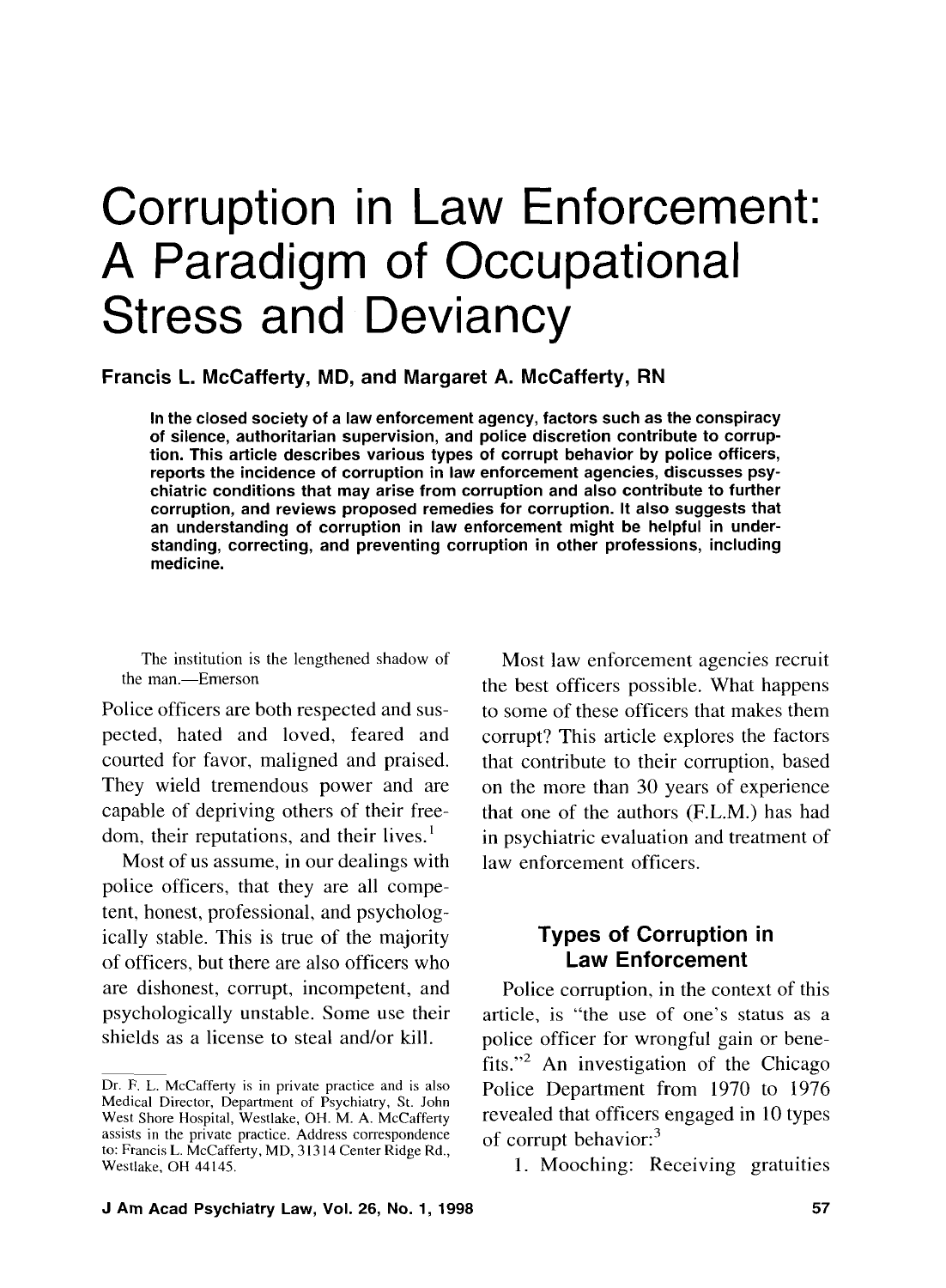# Corruption in Law Enforcement: A Paradigm of Occupational Stress and Deviancy

**Francis L. McCafferty, MD, and Margaret A. McCafferty, RN**

**In the closed society of a law enforcement agency, factors such as the conspiracy of silence, authoritarian supervision, and police discretion contribute to corruption. This article describes various types of corrupt behavior by police officers, reports the incidence of corruption in law enforcement agencies, discusses psychiatric conditions that may arise from corruption and also contribute to further corruption, and reviews proposed remedies for corruption. It also suggests that an understanding of corruption in law enforcement might be helpful in understanding, correcting, and preventing corruption in other professions, including medicine.**

> The institution is the lengthened shadow of the man.—Emerson

Police officers are both respected and suspected, hated and loved, feared and courted for favor, maligned and praised. They wield tremendous power and are capable of depriving others of their freedom, their reputations, and their lives.[1]

Most of us assume, in our dealings with police officers, that they are all competent, honest, professional, and psychologically stable. This is true of the majority of officers, but there are also officers who are dishonest, corrupt, incompetent, and psychologically unstable. Some use their shields as a license to steal and/or kill.

Most law enforcement agencies recruit the best officers possible. What happens to some of these officers that makes them corrupt? This article explores the factors that contribute to their corruption, based on the more than 30 years of experience that one of the authors (F.L.M.) has had in psychiatric evaluation and treatment of law enforcement officers.

## Types of Corruption in Law Enforcement

Police corruption, in the context of this article, is "the use of one's status as a police officer for wrongful gain or benefits."[2] An investigation of the Chicago Police Department from 1970 to 1976 revealed that officers engaged in 10 types of corrupt behavior:[3]

1. Mooching: Receiving gratuities

Dr. F. L. McCafferty is in private practice and is also Medical Director, Department of Psychiatry, St. John West Shore Hospital, Westlake, OH. M. A. McCafferty assists in the private practice. Address correspondence to: Francis L. McCafferty, MD, 31314 Center Ridge Rd., Westlake, OH 44145.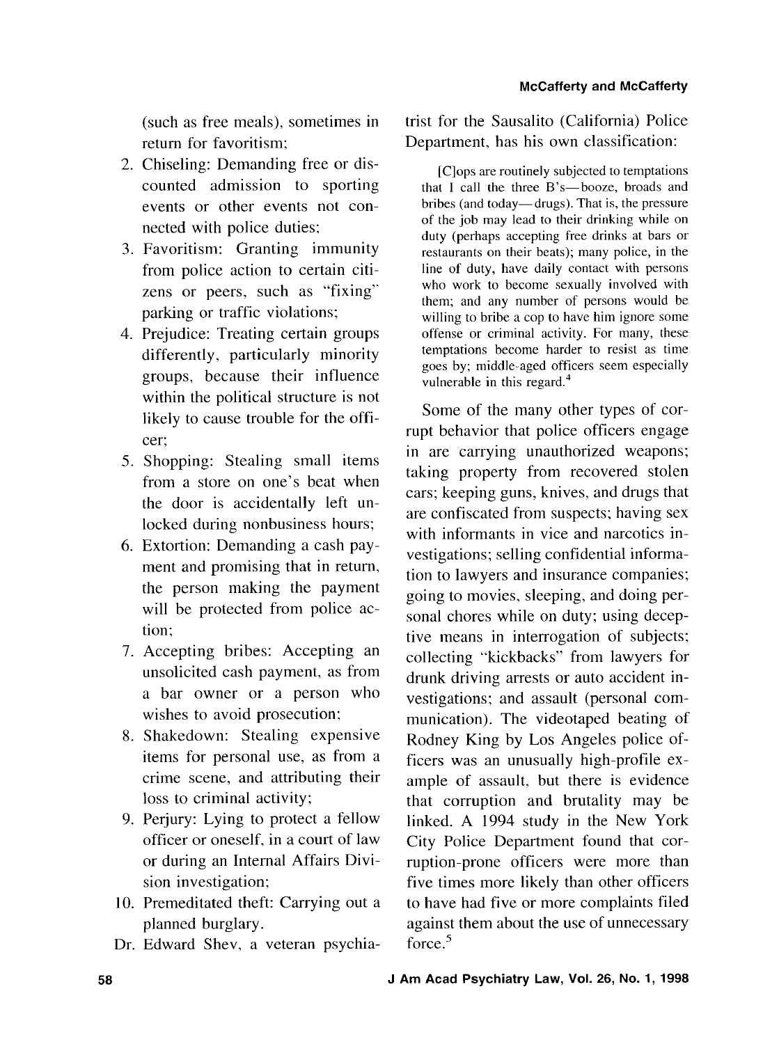(such as free meals), sometimes in return for favoritism;

2. Chiseling: Demanding free or discounted admission to sporting events or other events not connected with police duties;
3. Favoritism: Granting immunity from police action to certain citizens or peers, such as "fixing" parking or traffic violations;
4. Prejudice: Treating certain groups differently, particularly minority groups, because their influence within the political structure is not likely to cause trouble for the officer;
5. Shopping: Stealing small items from a store on one's beat when the door is accidentally left unlocked during nonbusiness hours;
6. Extortion: Demanding a cash payment and promising that in return, the person making the payment will be protected from police action;
7. Accepting bribes: Accepting an unsolicited cash payment, as from a bar owner or a person who wishes to avoid prosecution;
8. Shakedown: Stealing expensive items for personal use, as from a crime scene, and attributing their loss to criminal activity;
9. Perjury: Lying to protect a fellow officer or oneself, in a court of law or during an Internal Affairs Division investigation;
10. Premeditated theft: Carrying out a planned burglary.

Dr. Edward Shev, a veteran psychiatrist for the Sausalito (California) Police Department, has his own classification:

> [C]ops are routinely subjected to temptations that I call the three B's—booze, broads and bribes (and today—drugs). That is, the pressure of the job may lead to their drinking while on duty (perhaps accepting free drinks at bars or restaurants on their beats); many police, in the line of duty, have daily contact with persons who work to become sexually involved with them; and any number of persons would be willing to bribe a cop to have him ignore some offense or criminal activity. For many, these temptations become harder to resist as time goes by; middle-aged officers seem especially vulnerable in this regard.[4]

Some of the many other types of corrupt behavior that police officers engage in are carrying unauthorized weapons; taking property from recovered stolen cars; keeping guns, knives, and drugs that are confiscated from suspects; having sex with informants in vice and narcotics investigations; selling confidential information to lawyers and insurance companies; going to movies, sleeping, and doing personal chores while on duty; using deceptive means in interrogation of subjects; collecting "kickbacks" from lawyers for drunk driving arrests or auto accident investigations; and assault (personal communication). The videotaped beating of Rodney King by Los Angeles police officers was an unusually high-profile example of assault, but there is evidence that corruption and brutality may be linked. A 1994 study in the New York City Police Department found that corruption-prone officers were more than five times more likely than other officers to have had five or more complaints filed against them about the use of unnecessary force.[5]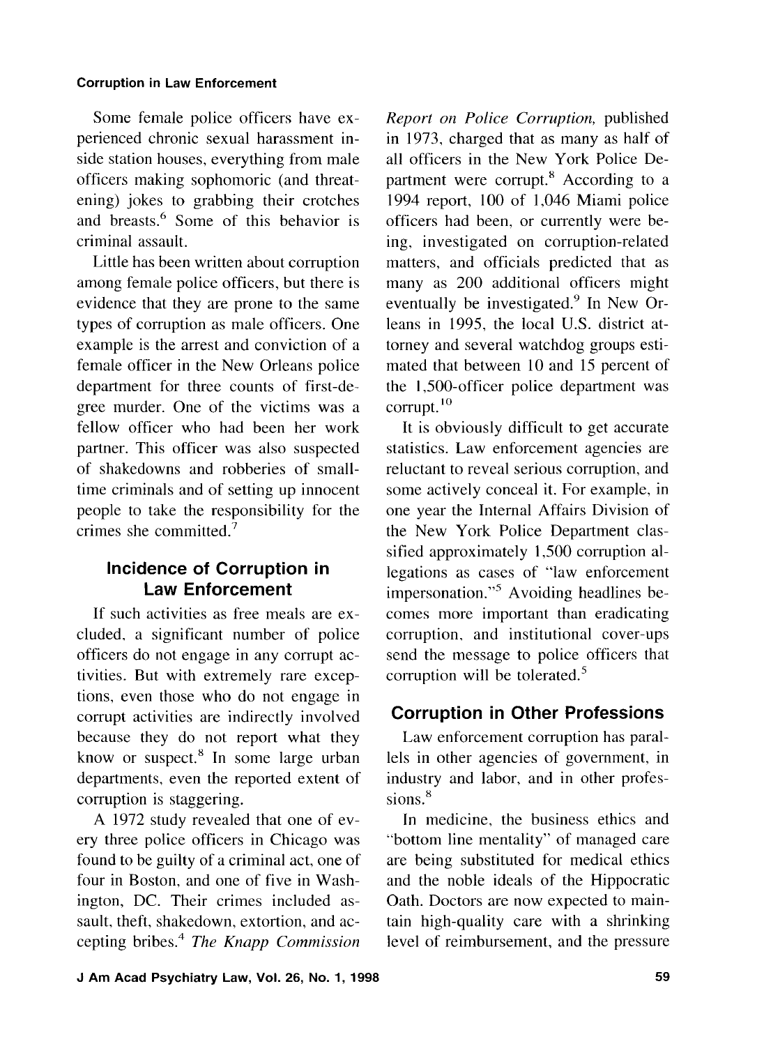Some female police officers have experienced chronic sexual harassment inside station houses, everything from male officers making sophomoric (and threatening) jokes to grabbing their crotches and breasts.[6] Some of this behavior is criminal assault.

Little has been written about corruption among female police officers, but there is evidence that they are prone to the same types of corruption as male officers. One example is the arrest and conviction of a female officer in the New Orleans police department for three counts of first-degree murder. One of the victims was a fellow officer who had been her work partner. This officer was also suspected of shakedowns and robberies of small-time criminals and of setting up innocent people to take the responsibility for the crimes she committed.[7]

## Incidence of Corruption in Law Enforcement

If such activities as free meals are excluded, a significant number of police officers do not engage in any corrupt activities. But with extremely rare exceptions, even those who do not engage in corrupt activities are indirectly involved because they do not report what they know or suspect.[8] In some large urban departments, even the reported extent of corruption is staggering.

A 1972 study revealed that one of every three police officers in Chicago was found to be guilty of a criminal act, one of four in Boston, and one of five in Washington, DC. Their crimes included assault, theft, shakedown, extortion, and accepting bribes.[4] *The Knapp Commission Report on Police Corruption,* published in 1973, charged that as many as half of all officers in the New York Police Department were corrupt.[8] According to a 1994 report, 100 of 1,046 Miami police officers had been, or currently were being, investigated on corruption-related matters, and officials predicted that as many as 200 additional officers might eventually be investigated.[9] In New Orleans in 1995, the local U.S. district attorney and several watchdog groups estimated that between 10 and 15 percent of the 1,500-officer police department was corrupt.[10]

It is obviously difficult to get accurate statistics. Law enforcement agencies are reluctant to reveal serious corruption, and some actively conceal it. For example, in one year the Internal Affairs Division of the New York Police Department classified approximately 1,500 corruption allegations as cases of "law enforcement impersonation."[5] Avoiding headlines becomes more important than eradicating corruption, and institutional cover-ups send the message to police officers that corruption will be tolerated.[5]

## Corruption in Other Professions

Law enforcement corruption has parallels in other agencies of government, in industry and labor, and in other professions.[8]

In medicine, the business ethics and "bottom line mentality" of managed care are being substituted for medical ethics and the noble ideals of the Hippocratic Oath. Doctors are now expected to maintain high-quality care with a shrinking level of reimbursement, and the pressure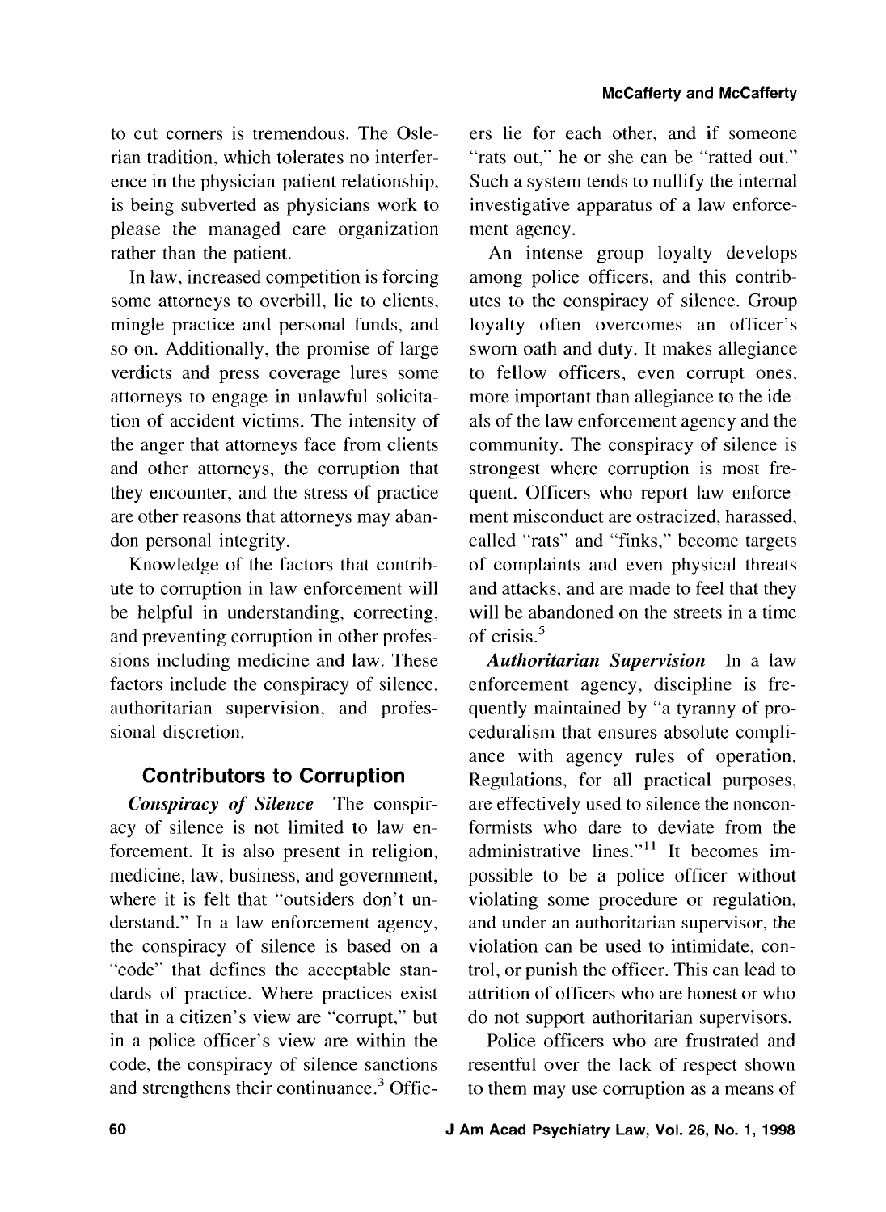to cut corners is tremendous. The Oslerian tradition, which tolerates no interference in the physician-patient relationship, is being subverted as physicians work to please the managed care organization rather than the patient.

In law, increased competition is forcing some attorneys to overbill, lie to clients, mingle practice and personal funds, and so on. Additionally, the promise of large verdicts and press coverage lures some attorneys to engage in unlawful solicitation of accident victims. The intensity of the anger that attorneys face from clients and other attorneys, the corruption that they encounter, and the stress of practice are other reasons that attorneys may abandon personal integrity.

Knowledge of the factors that contribute to corruption in law enforcement will be helpful in understanding, correcting, and preventing corruption in other professions including medicine and law. These factors include the conspiracy of silence, authoritarian supervision, and professional discretion.

## Contributors to Corruption

***Conspiracy of Silence*** The conspiracy of silence is not limited to law enforcement. It is also present in religion, medicine, law, business, and government, where it is felt that "outsiders don't understand." In a law enforcement agency, the conspiracy of silence is based on a "code" that defines the acceptable standards of practice. Where practices exist that in a citizen's view are "corrupt," but in a police officer's view are within the code, the conspiracy of silence sanctions and strengthens their continuance.[3] Officers lie for each other, and if someone "rats out," he or she can be "ratted out." Such a system tends to nullify the internal investigative apparatus of a law enforcement agency.

An intense group loyalty develops among police officers, and this contributes to the conspiracy of silence. Group loyalty often overcomes an officer's sworn oath and duty. It makes allegiance to fellow officers, even corrupt ones, more important than allegiance to the ideals of the law enforcement agency and the community. The conspiracy of silence is strongest where corruption is most frequent. Officers who report law enforcement misconduct are ostracized, harassed, called "rats" and "finks," become targets of complaints and even physical threats and attacks, and are made to feel that they will be abandoned on the streets in a time of crisis.[5]

***Authoritarian Supervision*** In a law enforcement agency, discipline is frequently maintained by "a tyranny of proceduralism that ensures absolute compliance with agency rules of operation. Regulations, for all practical purposes, are effectively used to silence the nonconformists who dare to deviate from the administrative lines."[11] It becomes impossible to be a police officer without violating some procedure or regulation, and under an authoritarian supervisor, the violation can be used to intimidate, control, or punish the officer. This can lead to attrition of officers who are honest or who do not support authoritarian supervisors.

Police officers who are frustrated and resentful over the lack of respect shown to them may use corruption as a means of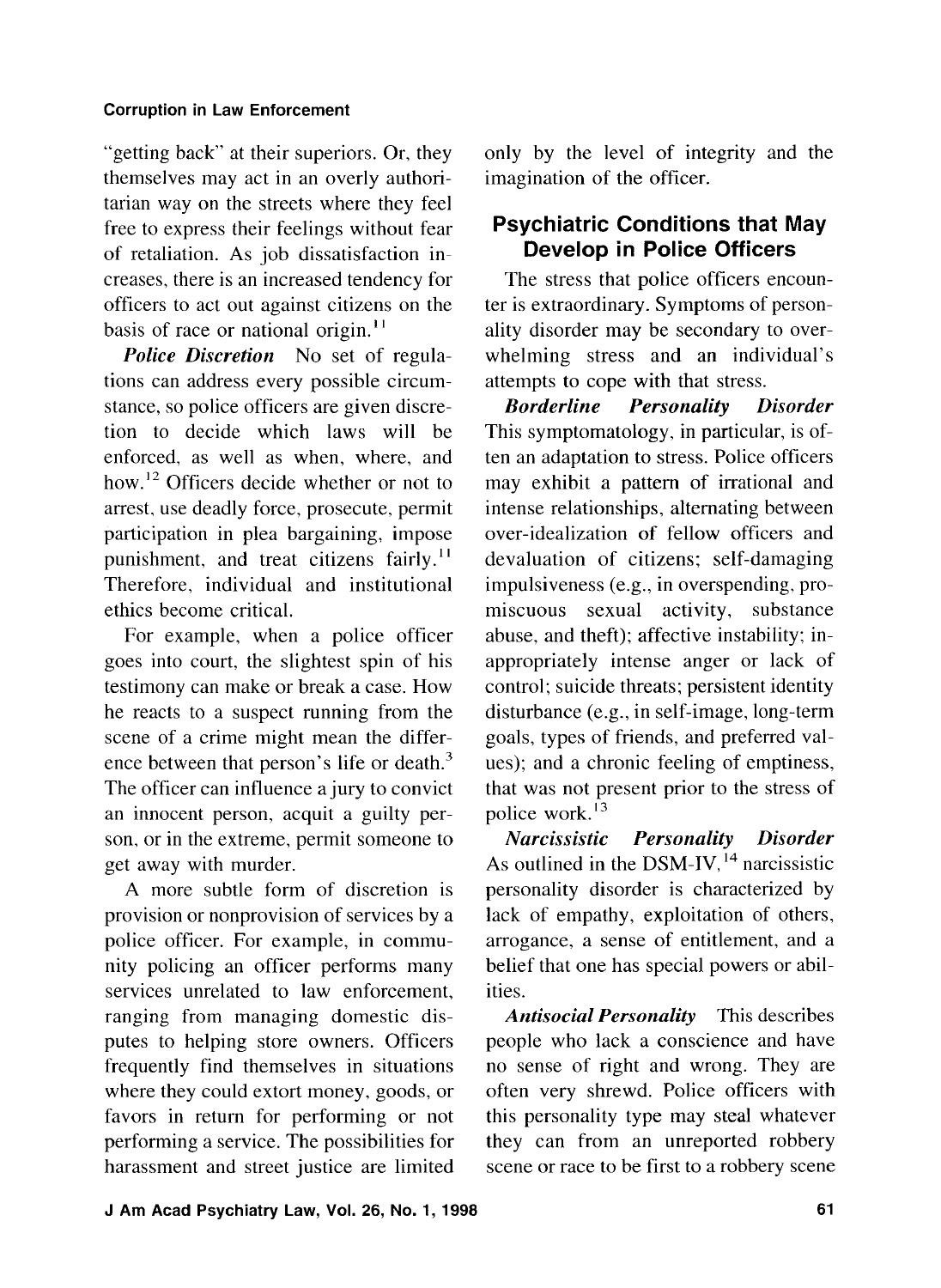"getting back" at their superiors. Or, they themselves may act in an overly authoritarian way on the streets where they feel free to express their feelings without fear of retaliation. As job dissatisfaction increases, there is an increased tendency for officers to act out against citizens on the basis of race or national origin.[11]

***Police Discretion*** No set of regulations can address every possible circumstance, so police officers are given discretion to decide which laws will be enforced, as well as when, where, and how.[12] Officers decide whether or not to arrest, use deadly force, prosecute, permit participation in plea bargaining, impose punishment, and treat citizens fairly.[11] Therefore, individual and institutional ethics become critical.

For example, when a police officer goes into court, the slightest spin of his testimony can make or break a case. How he reacts to a suspect running from the scene of a crime might mean the difference between that person's life or death.[3] The officer can influence a jury to convict an innocent person, acquit a guilty person, or in the extreme, permit someone to get away with murder.

A more subtle form of discretion is provision or nonprovision of services by a police officer. For example, in community policing an officer performs many services unrelated to law enforcement, ranging from managing domestic disputes to helping store owners. Officers frequently find themselves in situations where they could extort money, goods, or favors in return for performing or not performing a service. The possibilities for harassment and street justice are limited only by the level of integrity and the imagination of the officer.

## Psychiatric Conditions that May Develop in Police Officers

The stress that police officers encounter is extraordinary. Symptoms of personality disorder may be secondary to overwhelming stress and an individual's attempts to cope with that stress.

***Borderline Personality Disorder*** This symptomatology, in particular, is often an adaptation to stress. Police officers may exhibit a pattern of irrational and intense relationships, alternating between over-idealization of fellow officers and devaluation of citizens; self-damaging impulsiveness (e.g., in overspending, promiscuous sexual activity, substance abuse, and theft); affective instability; inappropriately intense anger or lack of control; suicide threats; persistent identity disturbance (e.g., in self-image, long-term goals, types of friends, and preferred values); and a chronic feeling of emptiness, that was not present prior to the stress of police work.[13]

***Narcissistic Personality Disorder*** As outlined in the DSM-IV,[14] narcissistic personality disorder is characterized by lack of empathy, exploitation of others, arrogance, a sense of entitlement, and a belief that one has special powers or abilities.

***Antisocial Personality*** This describes people who lack a conscience and have no sense of right and wrong. They are often very shrewd. Police officers with this personality type may steal whatever they can from an unreported robbery scene or race to be first to a robbery scene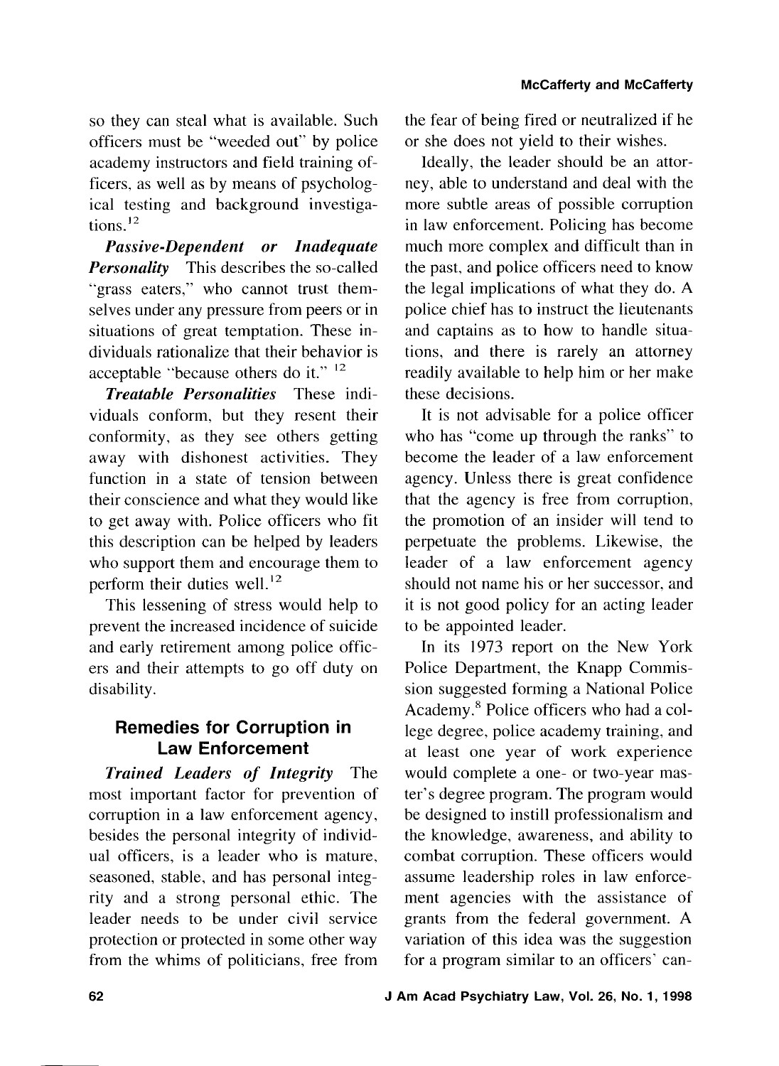so they can steal what is available. Such officers must be "weeded out" by police academy instructors and field training officers, as well as by means of psychological testing and background investigations.[12]

***Passive-Dependent or Inadequate Personality*** This describes the so-called "grass eaters," who cannot trust themselves under any pressure from peers or in situations of great temptation. These individuals rationalize that their behavior is acceptable "because others do it." [12]

***Treatable Personalities*** These individuals conform, but they resent their conformity, as they see others getting away with dishonest activities. They function in a state of tension between their conscience and what they would like to get away with. Police officers who fit this description can be helped by leaders who support them and encourage them to perform their duties well.[12]

This lessening of stress would help to prevent the increased incidence of suicide and early retirement among police officers and their attempts to go off duty on disability.

## Remedies for Corruption in Law Enforcement

***Trained Leaders of Integrity*** The most important factor for prevention of corruption in a law enforcement agency, besides the personal integrity of individual officers, is a leader who is mature, seasoned, stable, and has personal integrity and a strong personal ethic. The leader needs to be under civil service protection or protected in some other way from the whims of politicians, free from the fear of being fired or neutralized if he or she does not yield to their wishes.

Ideally, the leader should be an attorney, able to understand and deal with the more subtle areas of possible corruption in law enforcement. Policing has become much more complex and difficult than in the past, and police officers need to know the legal implications of what they do. A police chief has to instruct the lieutenants and captains as to how to handle situations, and there is rarely an attorney readily available to help him or her make these decisions.

It is not advisable for a police officer who has "come up through the ranks" to become the leader of a law enforcement agency. Unless there is great confidence that the agency is free from corruption, the promotion of an insider will tend to perpetuate the problems. Likewise, the leader of a law enforcement agency should not name his or her successor, and it is not good policy for an acting leader to be appointed leader.

In its 1973 report on the New York Police Department, the Knapp Commission suggested forming a National Police Academy.[8] Police officers who had a college degree, police academy training, and at least one year of work experience would complete a one- or two-year master's degree program. The program would be designed to instill professionalism and the knowledge, awareness, and ability to combat corruption. These officers would assume leadership roles in law enforcement agencies with the assistance of grants from the federal government. A variation of this idea was the suggestion for a program similar to an officers' can-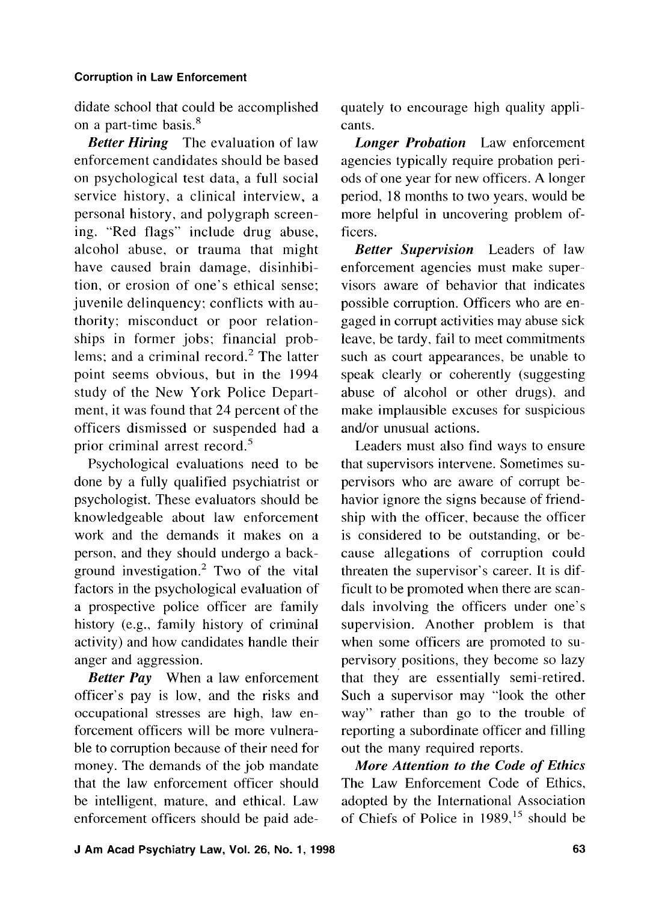didate school that could be accomplished on a part-time basis.[8]

***Better Hiring*** The evaluation of law enforcement candidates should be based on psychological test data, a full social service history, a clinical interview, a personal history, and polygraph screening. "Red flags" include drug abuse, alcohol abuse, or trauma that might have caused brain damage, disinhibition, or erosion of one's ethical sense; juvenile delinquency; conflicts with authority; misconduct or poor relationships in former jobs; financial problems; and a criminal record.[2] The latter point seems obvious, but in the 1994 study of the New York Police Department, it was found that 24 percent of the officers dismissed or suspended had a prior criminal arrest record.[5]

Psychological evaluations need to be done by a fully qualified psychiatrist or psychologist. These evaluators should be knowledgeable about law enforcement work and the demands it makes on a person, and they should undergo a background investigation.[2] Two of the vital factors in the psychological evaluation of a prospective police officer are family history (e.g., family history of criminal activity) and how candidates handle their anger and aggression.

***Better Pay*** When a law enforcement officer's pay is low, and the risks and occupational stresses are high, law enforcement officers will be more vulnerable to corruption because of their need for money. The demands of the job mandate that the law enforcement officer should be intelligent, mature, and ethical. Law enforcement officers should be paid adequately to encourage high quality applicants.

***Longer Probation*** Law enforcement agencies typically require probation periods of one year for new officers. A longer period, 18 months to two years, would be more helpful in uncovering problem officers.

***Better Supervision*** Leaders of law enforcement agencies must make supervisors aware of behavior that indicates possible corruption. Officers who are engaged in corrupt activities may abuse sick leave, be tardy, fail to meet commitments such as court appearances, be unable to speak clearly or coherently (suggesting abuse of alcohol or other drugs), and make implausible excuses for suspicious and/or unusual actions.

Leaders must also find ways to ensure that supervisors intervene. Sometimes supervisors who are aware of corrupt behavior ignore the signs because of friendship with the officer, because the officer is considered to be outstanding, or because allegations of corruption could threaten the supervisor's career. It is difficult to be promoted when there are scandals involving the officers under one's supervision. Another problem is that when some officers are promoted to supervisory positions, they become so lazy that they are essentially semi-retired. Such a supervisor may "look the other way" rather than go to the trouble of reporting a subordinate officer and filling out the many required reports.

***More Attention to the Code of Ethics*** The Law Enforcement Code of Ethics, adopted by the International Association of Chiefs of Police in 1989,[15] should be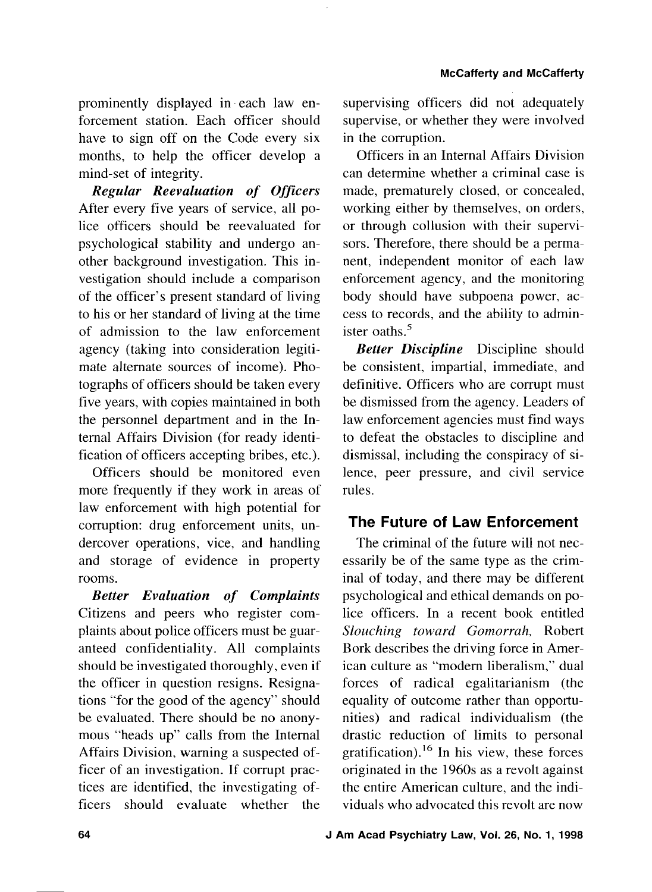prominently displayed in each law enforcement station. Each officer should have to sign off on the Code every six months, to help the officer develop a mind-set of integrity.

***Regular Reevaluation of Officers*** After every five years of service, all police officers should be reevaluated for psychological stability and undergo another background investigation. This investigation should include a comparison of the officer's present standard of living to his or her standard of living at the time of admission to the law enforcement agency (taking into consideration legitimate alternate sources of income). Photographs of officers should be taken every five years, with copies maintained in both the personnel department and in the Internal Affairs Division (for ready identification of officers accepting bribes, etc.).

Officers should be monitored even more frequently if they work in areas of law enforcement with high potential for corruption: drug enforcement units, undercover operations, vice, and handling and storage of evidence in property rooms.

***Better Evaluation of Complaints*** Citizens and peers who register complaints about police officers must be guaranteed confidentiality. All complaints should be investigated thoroughly, even if the officer in question resigns. Resignations "for the good of the agency" should be evaluated. There should be no anonymous "heads up" calls from the Internal Affairs Division, warning a suspected officer of an investigation. If corrupt practices are identified, the investigating officers should evaluate whether the supervising officers did not adequately supervise, or whether they were involved in the corruption.

Officers in an Internal Affairs Division can determine whether a criminal case is made, prematurely closed, or concealed, working either by themselves, on orders, or through collusion with their supervisors. Therefore, there should be a permanent, independent monitor of each law enforcement agency, and the monitoring body should have subpoena power, access to records, and the ability to administer oaths.[5]

***Better Discipline*** Discipline should be consistent, impartial, immediate, and definitive. Officers who are corrupt must be dismissed from the agency. Leaders of law enforcement agencies must find ways to defeat the obstacles to discipline and dismissal, including the conspiracy of silence, peer pressure, and civil service rules.

## The Future of Law Enforcement

The criminal of the future will not necessarily be of the same type as the criminal of today, and there may be different psychological and ethical demands on police officers. In a recent book entitled *Slouching toward Gomorrah,* Robert Bork describes the driving force in American culture as "modern liberalism," dual forces of radical egalitarianism (the equality of outcome rather than opportunities) and radical individualism (the drastic reduction of limits to personal gratification).[16] In his view, these forces originated in the 1960s as a revolt against the entire American culture, and the individuals who advocated this revolt are now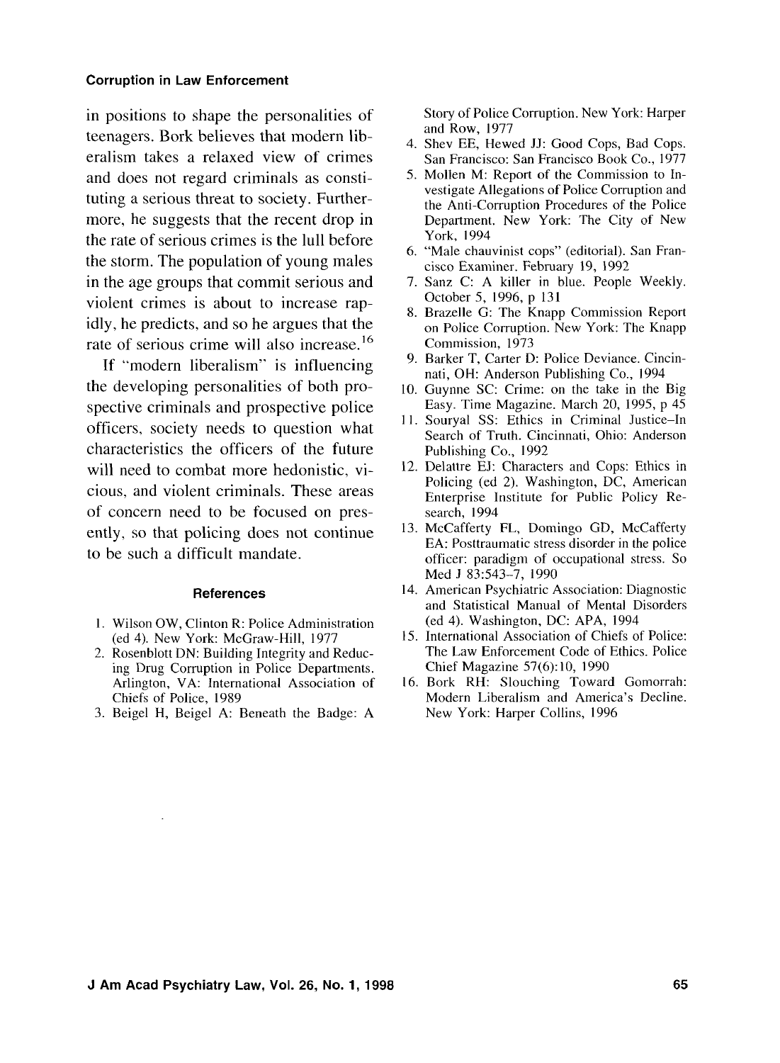in positions to shape the personalities of teenagers. Bork believes that modern liberalism takes a relaxed view of crimes and does not regard criminals as constituting a serious threat to society. Furthermore, he suggests that the recent drop in the rate of serious crimes is the lull before the storm. The population of young males in the age groups that commit serious and violent crimes is about to increase rapidly, he predicts, and so he argues that the rate of serious crime will also increase.[16]

If "modern liberalism" is influencing the developing personalities of both prospective criminals and prospective police officers, society needs to question what characteristics the officers of the future will need to combat more hedonistic, vicious, and violent criminals. These areas of concern need to be focused on presently, so that policing does not continue to be such a difficult mandate.

#### References

1. Wilson OW, Clinton R: Police Administration (ed 4). New York: McGraw-Hill, 1977
2. Rosenblott DN: Building Integrity and Reducing Drug Corruption in Police Departments. Arlington, VA: International Association of Chiefs of Police, 1989
3. Beigel H, Beigel A: Beneath the Badge: A Story of Police Corruption. New York: Harper and Row, 1977
4. Shev EE, Hewed JJ: Good Cops, Bad Cops. San Francisco: San Francisco Book Co., 1977
5. Mollen M: Report of the Commission to Investigate Allegations of Police Corruption and the Anti-Corruption Procedures of the Police Department. New York: The City of New York, 1994
6. "Male chauvinist cops" (editorial). San Francisco Examiner. February 19, 1992
7. Sanz C: A killer in blue. People Weekly. October 5, 1996, p 131
8. Brazelle G: The Knapp Commission Report on Police Corruption. New York: The Knapp Commission, 1973
9. Barker T, Carter D: Police Deviance. Cincinnati, OH: Anderson Publishing Co., 1994
10. Guynne SC: Crime: on the take in the Big Easy. Time Magazine. March 20, 1995, p 45
11. Souryal SS: Ethics in Criminal Justice–In Search of Truth. Cincinnati, Ohio: Anderson Publishing Co., 1992
12. Delattre EJ: Characters and Cops: Ethics in Policing (ed 2). Washington, DC, American Enterprise Institute for Public Policy Research, 1994
13. McCafferty FL, Domingo GD, McCafferty EA: Posttraumatic stress disorder in the police officer: paradigm of occupational stress. So Med J 83:543–7, 1990
14. American Psychiatric Association: Diagnostic and Statistical Manual of Mental Disorders (ed 4). Washington, DC: APA, 1994
15. International Association of Chiefs of Police: The Law Enforcement Code of Ethics. Police Chief Magazine 57(6):10, 1990
16. Bork RH: Slouching Toward Gomorrah: Modern Liberalism and America's Decline. New York: Harper Collins, 1996